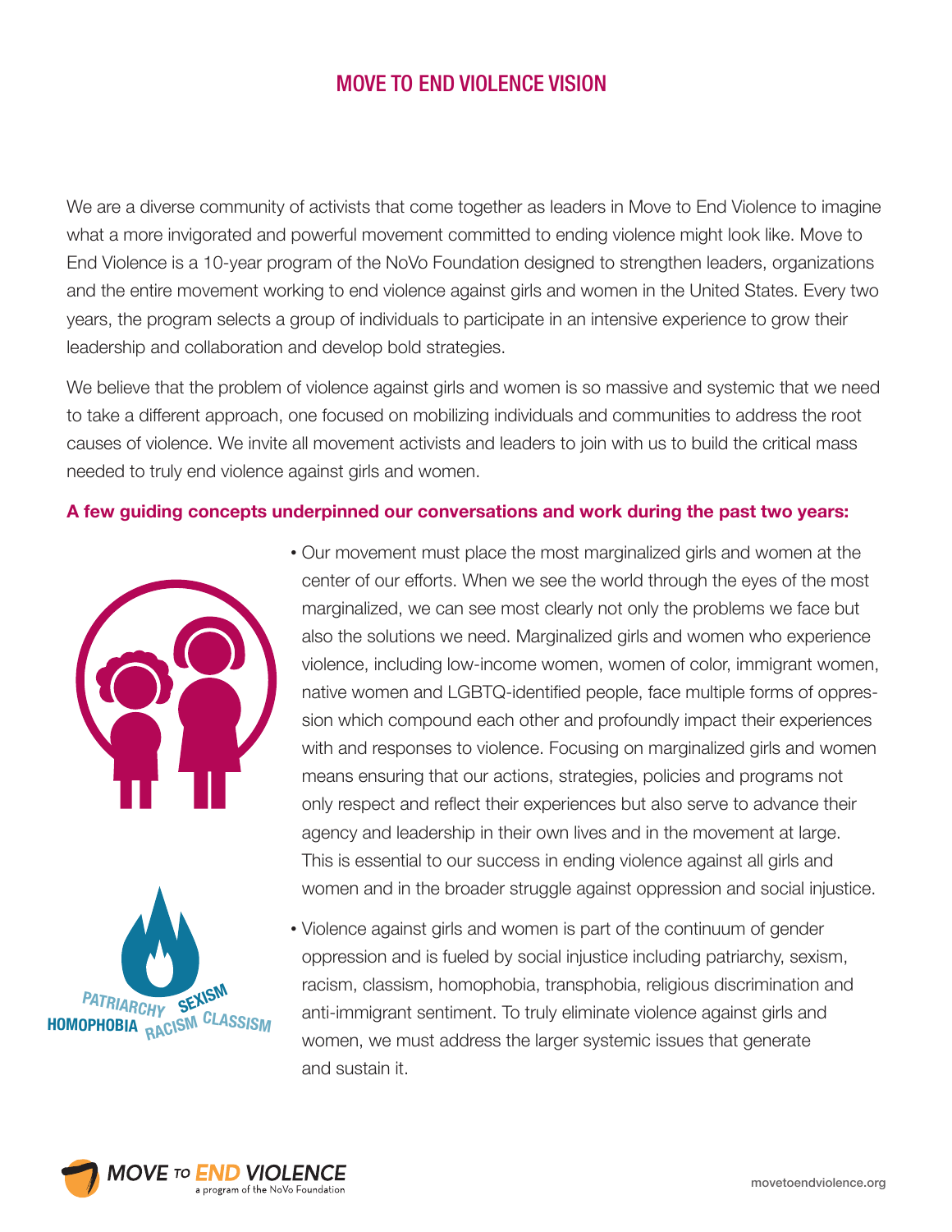# MOVE TO END VIOLENCE VISION

We are a diverse community of activists that come together as leaders in Move to End Violence to imagine what a more invigorated and powerful movement committed to ending violence might look like. Move to End Violence is a 10-year program of the NoVo Foundation designed to strengthen leaders, organizations and the entire movement working to end violence against girls and women in the United States. Every two years, the program selects a group of individuals to participate in an intensive experience to grow their leadership and collaboration and develop bold strategies.

We believe that the problem of violence against girls and women is so massive and systemic that we need to take a different approach, one focused on mobilizing individuals and communities to address the root causes of violence. We invite all movement activists and leaders to join with us to build the critical mass needed to truly end violence against girls and women.

**A few guiding concepts underpinned our conversations and work during the past two years:**

- Our movement must place the most marginalized girls and women at the center of our efforts. When we see the world through the eyes of the most marginalized, we can see most clearly not only the problems we face but also the solutions we need. Marginalized girls and women who experience violence, including low-income women, women of color, immigrant women, native women and LGBTQ-identified people, face multiple forms of oppression which compound each other and profoundly impact their experiences with and responses to violence. Focusing on marginalized girls and women means ensuring that our actions, strategies, policies and programs not only respect and reflect their experiences but also serve to advance their agency and leadership in their own lives and in the movement at large. This is essential to our success in ending violence against all girls and women and in the broader struggle against oppression and social injustice.

PATRIARCHY SEXISM HOMOPHOBIA RACISM CLASSISM

- Violence against girls and women is part of the continuum of gender oppression and is fueled by social injustice including patriarchy, sexism, racism, classism, homophobia, transphobia, religious discrimination and anti-immigrant sentiment. To truly eliminate violence against girls and women, we must address the larger systemic issues that generate and sustain it.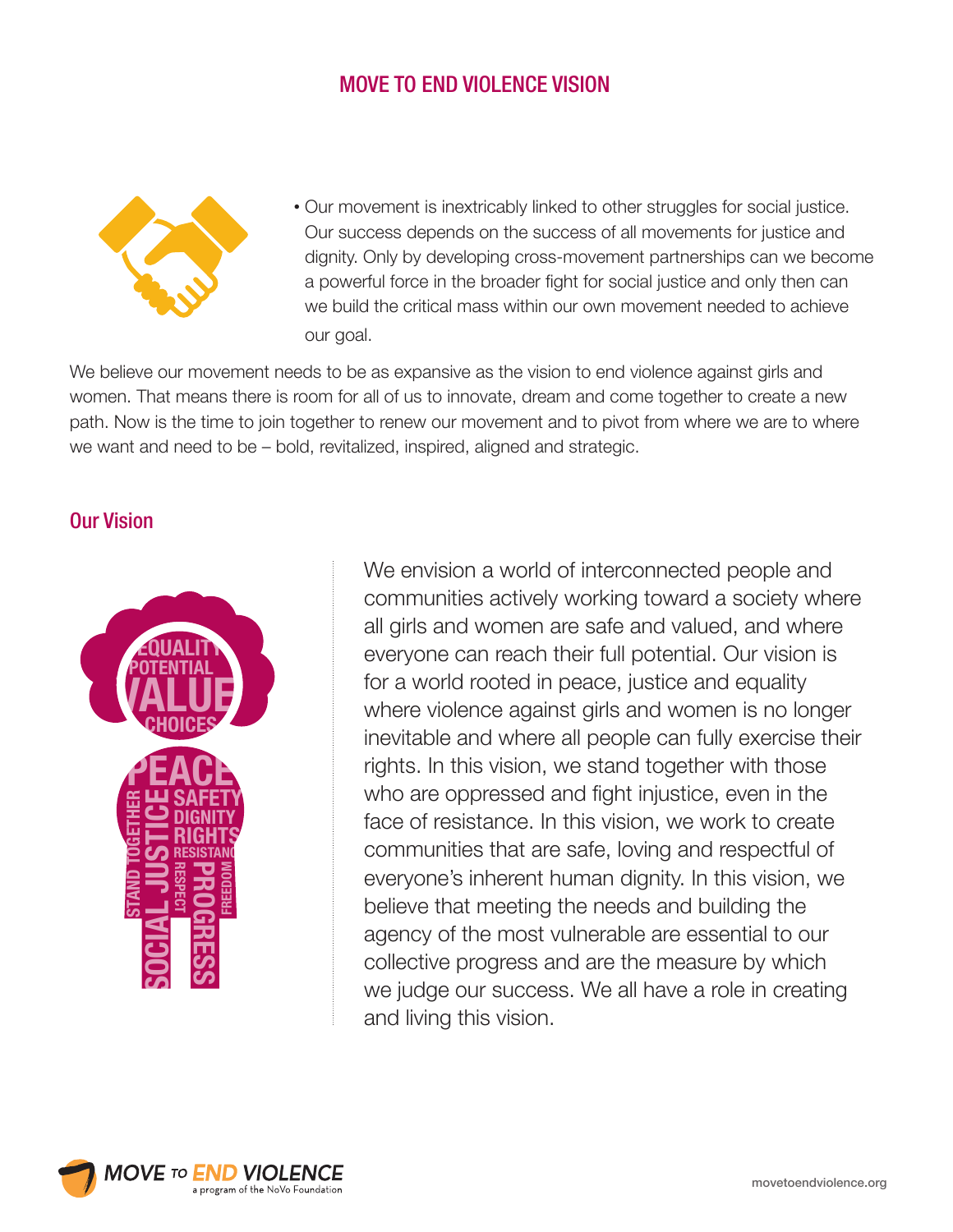## MOVE TO END VIOLENCE VISION

- Our movement is inextricably linked to other struggles for social justice. Our success depends on the success of all movements for justice and dignity. Only by developing cross-movement partnerships can we become a powerful force in the broader fight for social justice and only then can we build the critical mass within our own movement needed to achieve our goal.

We believe our movement needs to be as expansive as the vision to end violence against girls and women. That means there is room for all of us to innovate, dream and come together to create a new path. Now is the time to join together to renew our movement and to pivot from where we are to where we want and need to be – bold, revitalized, inspired, aligned and strategic.

### Our Vision

We envision a world of interconnected people and communities actively working toward a society where all girls and women are safe and valued, and where everyone can reach their full potential. Our vision is for a world rooted in peace, justice and equality where violence against girls and women is no longer inevitable and where all people can fully exercise their rights. In this vision, we stand together with those who are oppressed and fight injustice, even in the face of resistance. In this vision, we work to create communities that are safe, loving and respectful of everyone's inherent human dignity. In this vision, we believe that meeting the needs and building the agency of the most vulnerable are essential to our collective progress and are the measure by which we judge our success. We all have a role in creating and living this vision.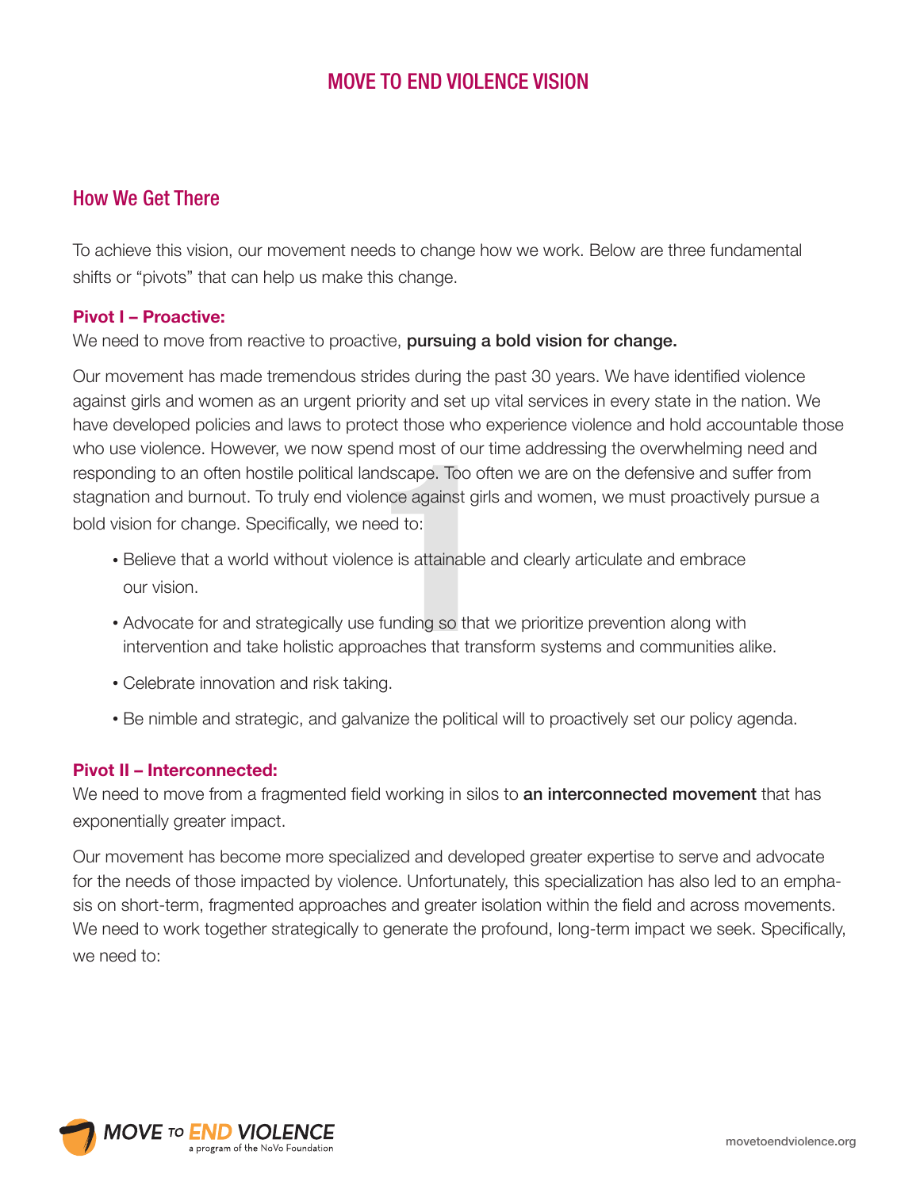# MOVE TO END VIOLENCE VISION

## How We Get There

To achieve this vision, our movement needs to change how we work. Below are three fundamental shifts or "pivots" that can help us make this change.

### Pivot I – Proactive:

We need to move from reactive to proactive, **pursuing a bold vision for change.**

Our movement has made tremendous strides during the past 30 years. We have identified violence against girls and women as an urgent priority and set up vital services in every state in the nation. We have developed policies and laws to protect those who experience violence and hold accountable those who use violence. However, we now spend most of our time addressing the overwhelming need and responding to an often hostile political landscape. Too often we are on the defensive and suffer from stagnation and burnout. To truly end violence against girls and women, we must proactively pursue a bold vision for change. Specifically, we need to:

- Believe that a world without violence is attainable and clearly articulate and embrace our vision.
- Advocate for and strategically use funding so that we prioritize prevention along with intervention and take holistic approaches that transform systems and communities alike.
- Celebrate innovation and risk taking.
- Be nimble and strategic, and galvanize the political will to proactively set our policy agenda.

### Pivot II – Interconnected:

We need to move from a fragmented field working in silos to **an interconnected movement** that has exponentially greater impact.

Our movement has become more specialized and developed greater expertise to serve and advocate for the needs of those impacted by violence. Unfortunately, this specialization has also led to an emphasis on short-term, fragmented approaches and greater isolation within the field and across movements. We need to work together strategically to generate the profound, long-term impact we seek. Specifically, we need to: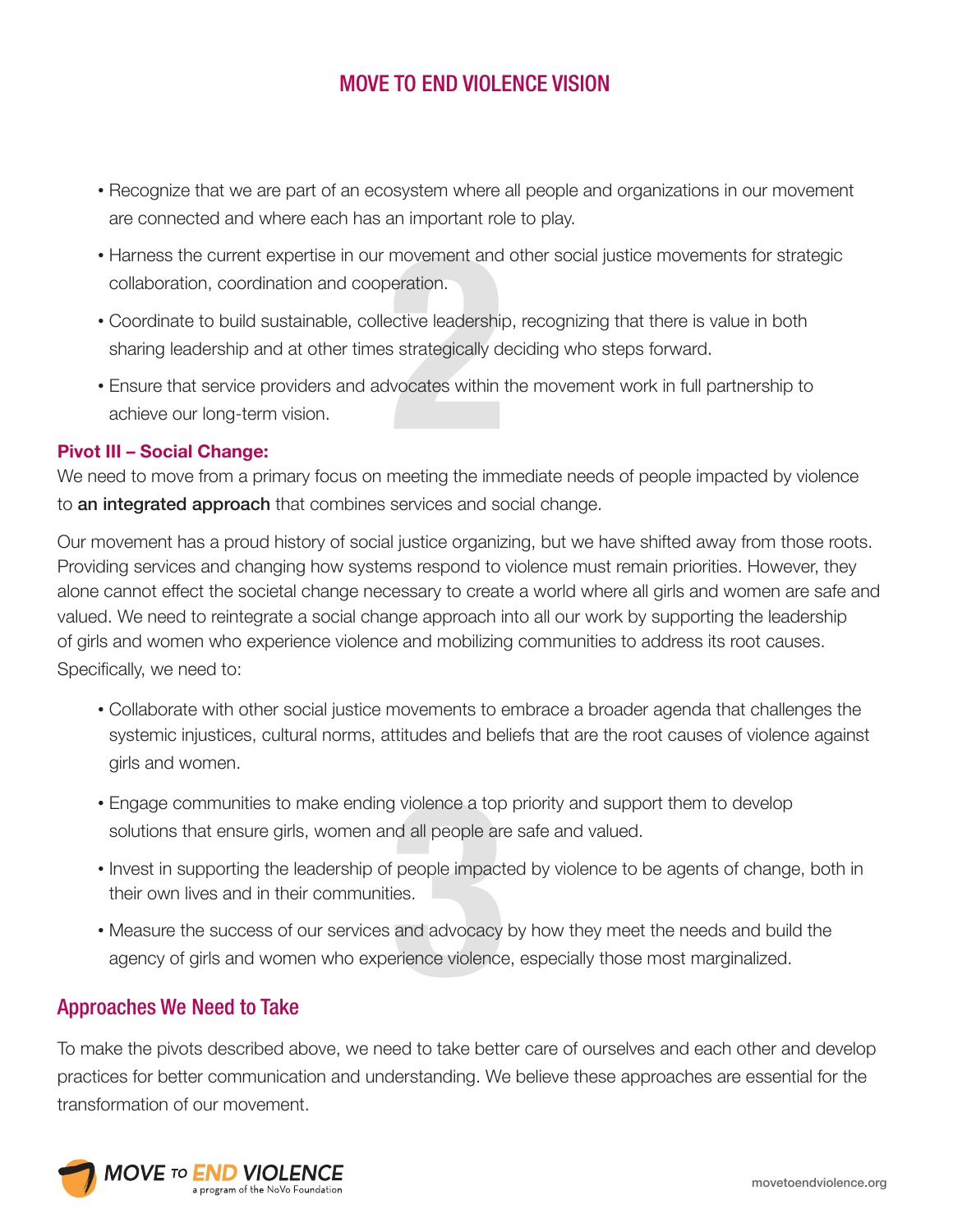- Recognize that we are part of an ecosystem where all people and organizations in our movement are connected and where each has an important role to play.
- Harness the current expertise in our movement and other social justice movements for strategic collaboration, coordination and cooperation.
- Coordinate to build sustainable, collective leadership, recognizing that there is value in both sharing leadership and at other times strategically deciding who steps forward.
- Ensure that service providers and advocates within the movement work in full partnership to achieve our long-term vision.

**Pivot III – Social Change:**

We need to move from a primary focus on meeting the immediate needs of people impacted by violence to **an integrated approach** that combines services and social change.

Our movement has a proud history of social justice organizing, but we have shifted away from those roots. Providing services and changing how systems respond to violence must remain priorities. However, they alone cannot effect the societal change necessary to create a world where all girls and women are safe and valued. We need to reintegrate a social change approach into all our work by supporting the leadership of girls and women who experience violence and mobilizing communities to address its root causes. Specifically, we need to:

- Collaborate with other social justice movements to embrace a broader agenda that challenges the systemic injustices, cultural norms, attitudes and beliefs that are the root causes of violence against girls and women.
- Engage communities to make ending violence a top priority and support them to develop solutions that ensure girls, women and all people are safe and valued.
- Invest in supporting the leadership of people impacted by violence to be agents of change, both in their own lives and in their communities.
- Measure the success of our services and advocacy by how they meet the needs and build the agency of girls and women who experience violence, especially those most marginalized.

## Approaches We Need to Take

To make the pivots described above, we need to take better care of ourselves and each other and develop practices for better communication and understanding. We believe these approaches are essential for the transformation of our movement.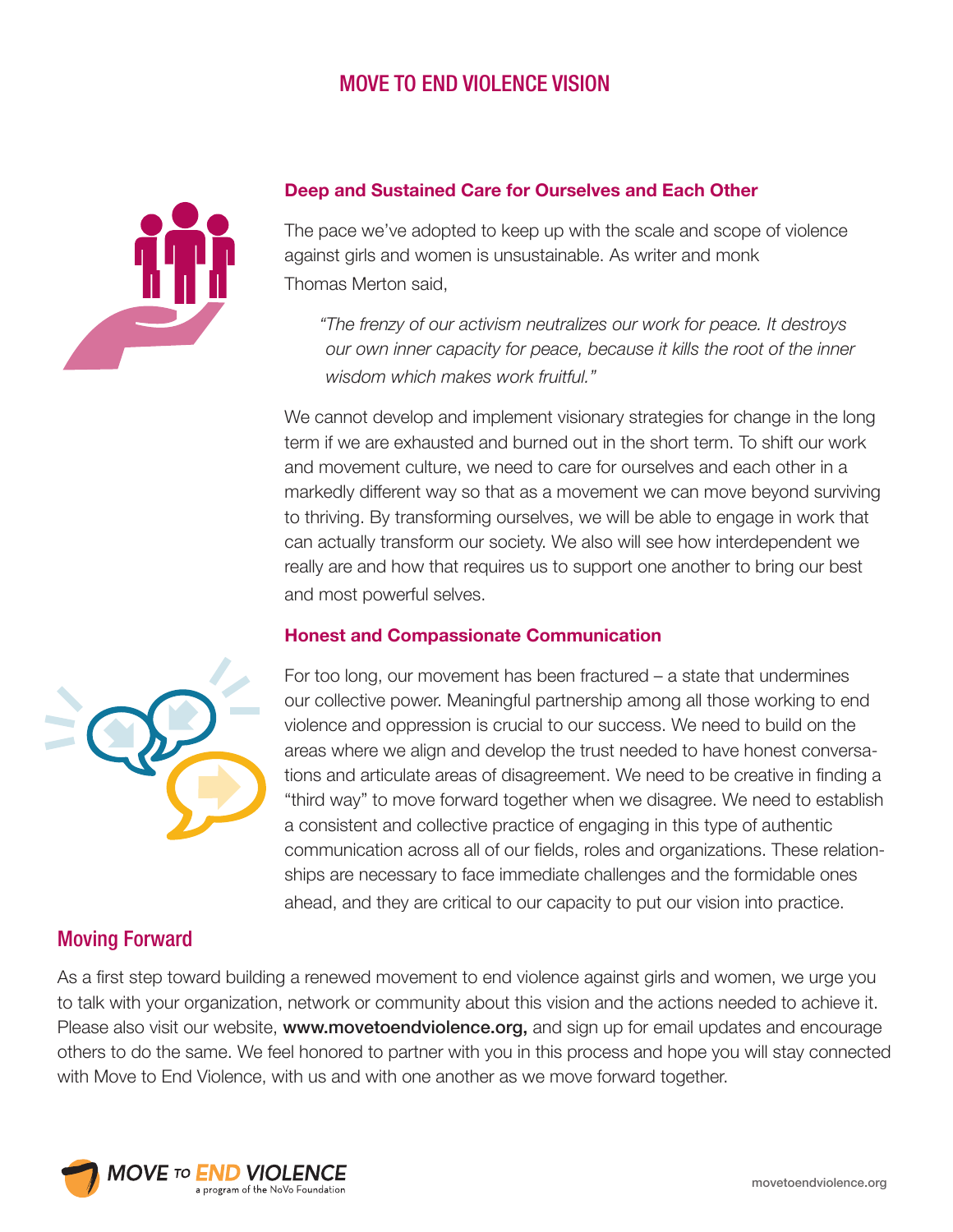# MOVE TO END VIOLENCE VISION

### Deep and Sustained Care for Ourselves and Each Other

The pace we've adopted to keep up with the scale and scope of violence against girls and women is unsustainable. As writer and monk Thomas Merton said,

> *"The frenzy of our activism neutralizes our work for peace. It destroys our own inner capacity for peace, because it kills the root of the inner wisdom which makes work fruitful."*

We cannot develop and implement visionary strategies for change in the long term if we are exhausted and burned out in the short term. To shift our work and movement culture, we need to care for ourselves and each other in a markedly different way so that as a movement we can move beyond surviving to thriving. By transforming ourselves, we will be able to engage in work that can actually transform our society. We also will see how interdependent we really are and how that requires us to support one another to bring our best and most powerful selves.

### Honest and Compassionate Communication

For too long, our movement has been fractured – a state that undermines our collective power. Meaningful partnership among all those working to end violence and oppression is crucial to our success. We need to build on the areas where we align and develop the trust needed to have honest conversations and articulate areas of disagreement. We need to be creative in finding a "third way" to move forward together when we disagree. We need to establish a consistent and collective practice of engaging in this type of authentic communication across all of our fields, roles and organizations. These relationships are necessary to face immediate challenges and the formidable ones ahead, and they are critical to our capacity to put our vision into practice.

## Moving Forward

As a first step toward building a renewed movement to end violence against girls and women, we urge you to talk with your organization, network or community about this vision and the actions needed to achieve it. Please also visit our website, **www.movetoendviolence.org,** and sign up for email updates and encourage others to do the same. We feel honored to partner with you in this process and hope you will stay connected with Move to End Violence, with us and with one another as we move forward together.

MOVE TO END VIOLENCE
a program of the NoVo Foundation